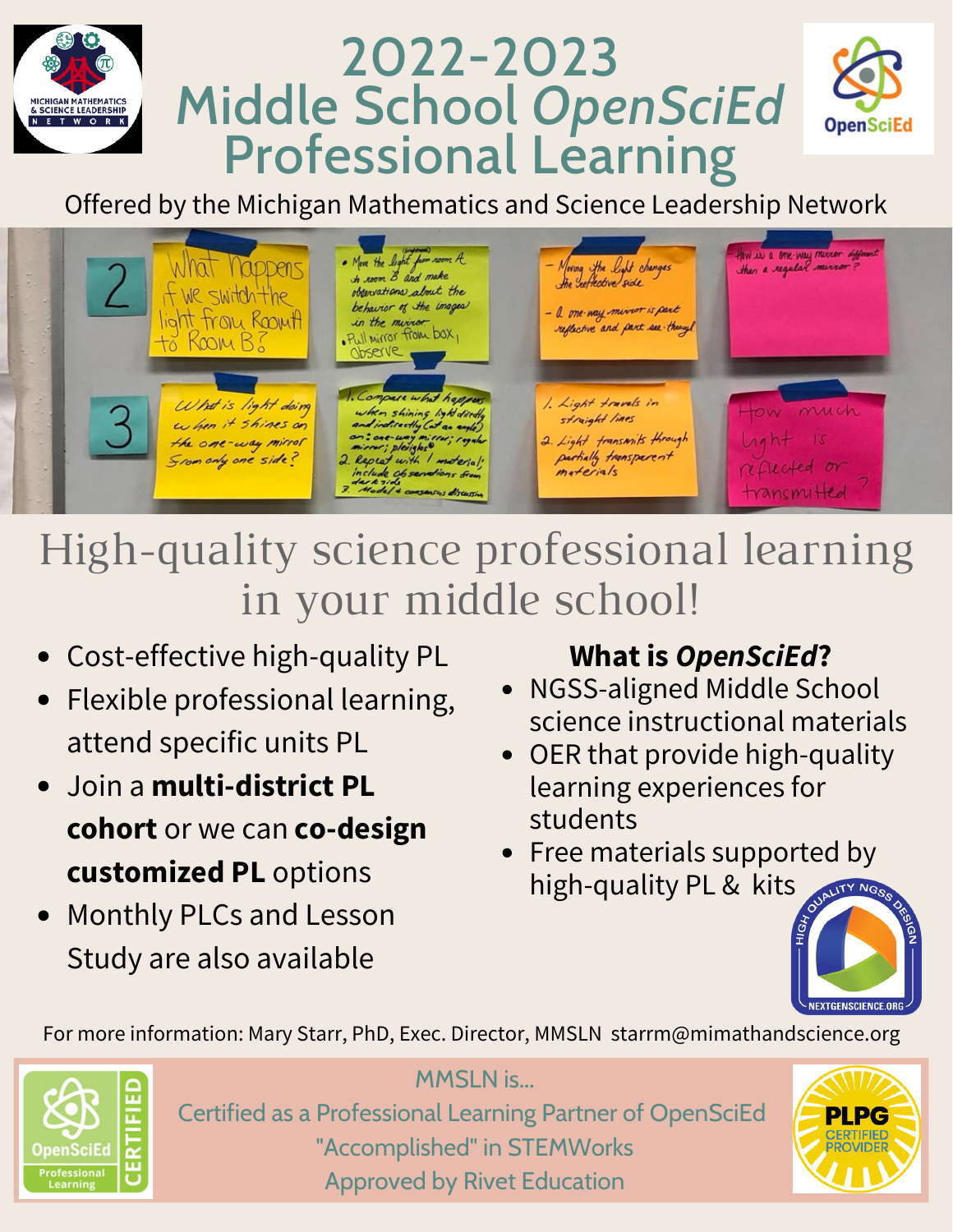# 2022-2023 Middle School *OpenSciEd* Professional Learning

Offered by the Michigan Mathematics and Science Leadership Network

## High-quality science professional learning in your middle school!

- Cost-effective high-quality PL
- Flexible professional learning, attend specific units PL
- Join a **multi-district PL cohort** or we can **co-design customized PL** options
- Monthly PLCs and Lesson Study are also available

### What is *OpenSciEd*?

- NGSS-aligned Middle School science instructional materials
- OER that provide high-quality learning experiences for students
- Free materials supported by high-quality PL & kits

For more information: Mary Starr, PhD, Exec. Director, MMSLN starrm@mimathandscience.org

MMSLN is...
Certified as a Professional Learning Partner of OpenSciEd
"Accomplished" in STEMWorks
Approved by Rivet Education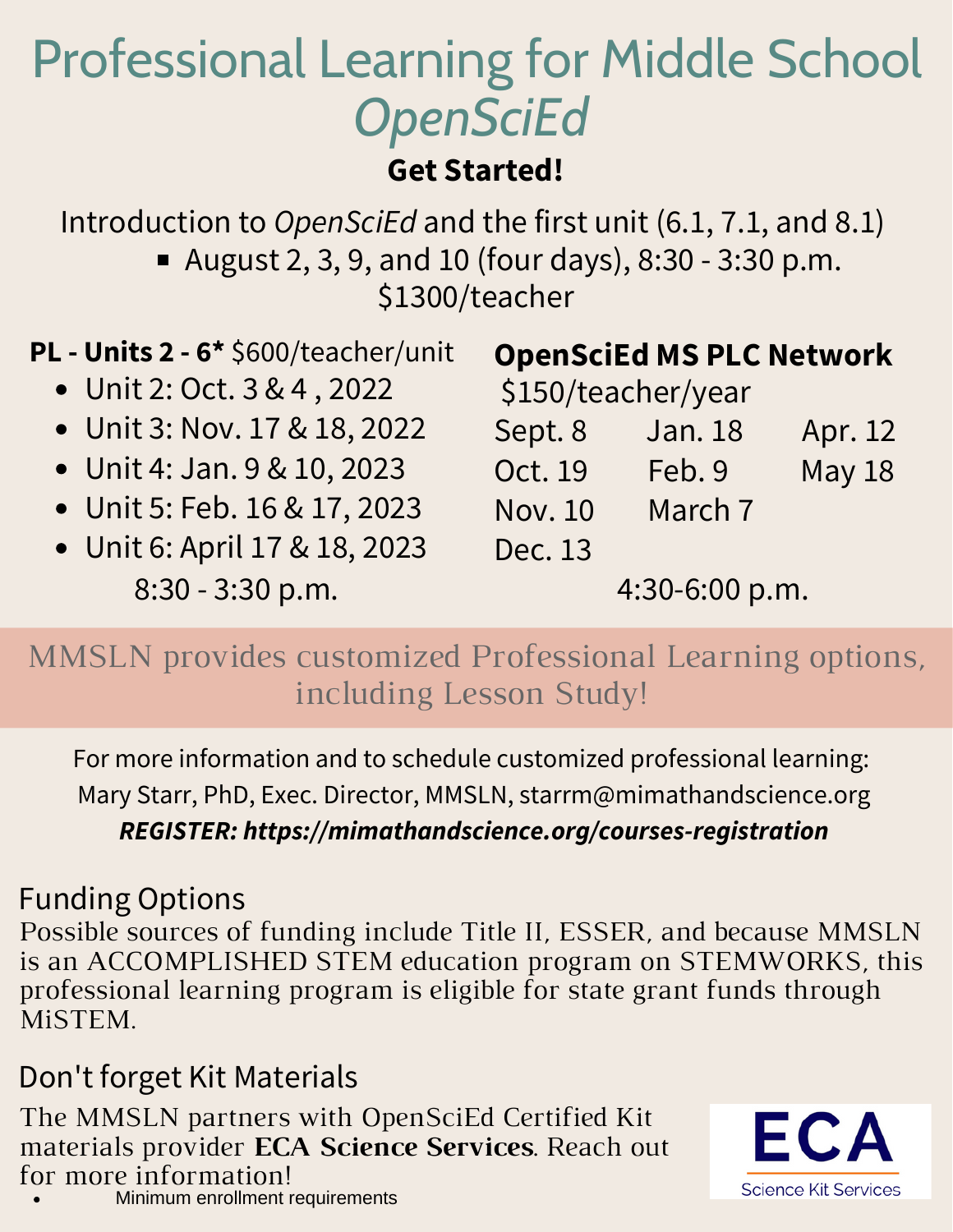# Professional Learning for Middle School *OpenSciEd*

**Get Started!**

Introduction to *OpenSciEd* and the first unit (6.1, 7.1, and 8.1)

- August 2, 3, 9, and 10 (four days), 8:30 - 3:30 p.m.

$1300/teacher

**PL - Units 2 - 6*** $600/teacher/unit

- Unit 2: Oct. 3 & 4 , 2022
- Unit 3: Nov. 17 & 18, 2022
- Unit 4: Jan. 9 & 10, 2023
- Unit 5: Feb. 16 & 17, 2023
- Unit 6: April 17 & 18, 2023

8:30 - 3:30 p.m.

**OpenSciEd MS PLC Network**

$150/teacher/year

| | | |
|---|---|---|
| Sept. 8 | Jan. 18 | Apr. 12 |
| Oct. 19 | Feb. 9 | May 18 |
| Nov. 10 | March 7 | |
| Dec. 13 | | |

4:30-6:00 p.m.

MMSLN provides customized Professional Learning options, including Lesson Study!

For more information and to schedule customized professional learning:
Mary Starr, PhD, Exec. Director, MMSLN, starrm@mimathandscience.org

***REGISTER: https://mimathandscience.org/courses-registration***

## Funding Options

Possible sources of funding include Title II, ESSER, and because MMSLN is an ACCOMPLISHED STEM education program on STEMWORKS, this professional learning program is eligible for state grant funds through MiSTEM.

## Don't forget Kit Materials

The MMSLN partners with OpenSciEd Certified Kit materials provider **ECA Science Services**. Reach out for more information!

ECA Science Kit Services

- Minimum enrollment requirements